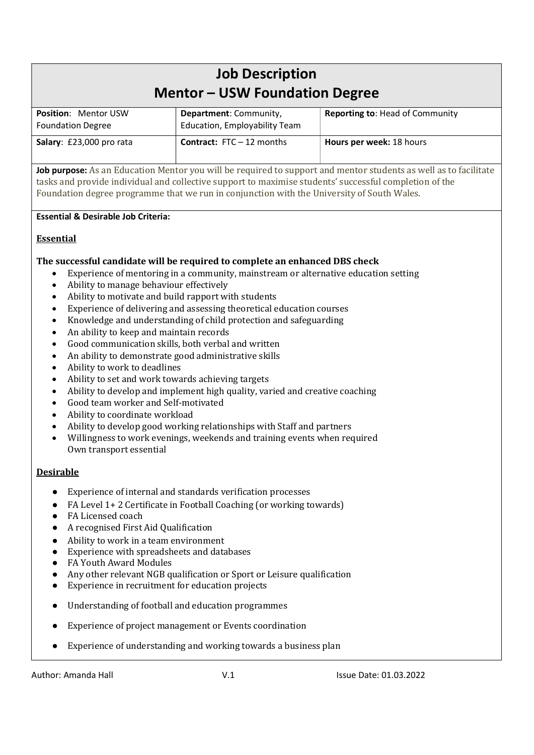# Job Description
# Mentor – USW Foundation Degree

| **Position**: Mentor USW Foundation Degree | **Department**: Community, Education, Employability Team | **Reporting to**: Head of Community |
|---|---|---|
| **Salary**: £23,000 pro rata | **Contract:** FTC – 12 months | **Hours per week:** 18 hours |

**Job purpose:** As an Education Mentor you will be required to support and mentor students as well as to facilitate tasks and provide individual and collective support to maximise students' successful completion of the Foundation degree programme that we run in conjunction with the University of South Wales.

**Essential & Desirable Job Criteria:**

## Essential

**The successful candidate will be required to complete an enhanced DBS check**

- Experience of mentoring in a community, mainstream or alternative education setting
- Ability to manage behaviour effectively
- Ability to motivate and build rapport with students
- Experience of delivering and assessing theoretical education courses
- Knowledge and understanding of child protection and safeguarding
- An ability to keep and maintain records
- Good communication skills, both verbal and written
- An ability to demonstrate good administrative skills
- Ability to work to deadlines
- Ability to set and work towards achieving targets
- Ability to develop and implement high quality, varied and creative coaching
- Good team worker and Self-motivated
- Ability to coordinate workload
- Ability to develop good working relationships with Staff and partners
- Willingness to work evenings, weekends and training events when required
  Own transport essential

## Desirable

- Experience of internal and standards verification processes
- FA Level 1+ 2 Certificate in Football Coaching (or working towards)
- FA Licensed coach
- A recognised First Aid Qualification
- Ability to work in a team environment
- Experience with spreadsheets and databases
- FA Youth Award Modules
- Any other relevant NGB qualification or Sport or Leisure qualification
- Experience in recruitment for education projects
- Understanding of football and education programmes
- Experience of project management or Events coordination
- Experience of understanding and working towards a business plan

Author: Amanda Hall V.1 Issue Date: 01.03.2022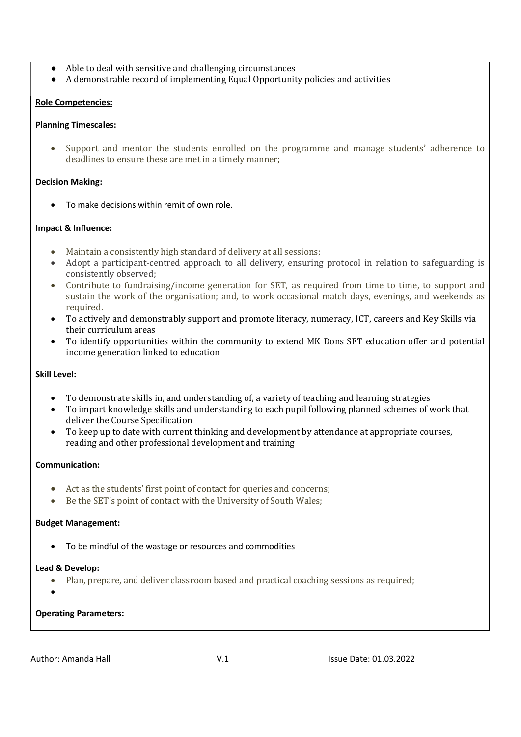- Able to deal with sensitive and challenging circumstances
- A demonstrable record of implementing Equal Opportunity policies and activities

**Role Competencies:**

**Planning Timescales:**

- Support and mentor the students enrolled on the programme and manage students' adherence to deadlines to ensure these are met in a timely manner;

**Decision Making:**

- To make decisions within remit of own role.

**Impact & Influence:**

- Maintain a consistently high standard of delivery at all sessions;
- Adopt a participant-centred approach to all delivery, ensuring protocol in relation to safeguarding is consistently observed;
- Contribute to fundraising/income generation for SET, as required from time to time, to support and sustain the work of the organisation; and, to work occasional match days, evenings, and weekends as required.
- To actively and demonstrably support and promote literacy, numeracy, ICT, careers and Key Skills via their curriculum areas
- To identify opportunities within the community to extend MK Dons SET education offer and potential income generation linked to education

**Skill Level:**

- To demonstrate skills in, and understanding of, a variety of teaching and learning strategies
- To impart knowledge skills and understanding to each pupil following planned schemes of work that deliver the Course Specification
- To keep up to date with current thinking and development by attendance at appropriate courses, reading and other professional development and training

**Communication:**

- Act as the students' first point of contact for queries and concerns;
- Be the SET's point of contact with the University of South Wales;

**Budget Management:**

- To be mindful of the wastage or resources and commodities

**Lead & Develop:**

- Plan, prepare, and deliver classroom based and practical coaching sessions as required;
- 

**Operating Parameters:**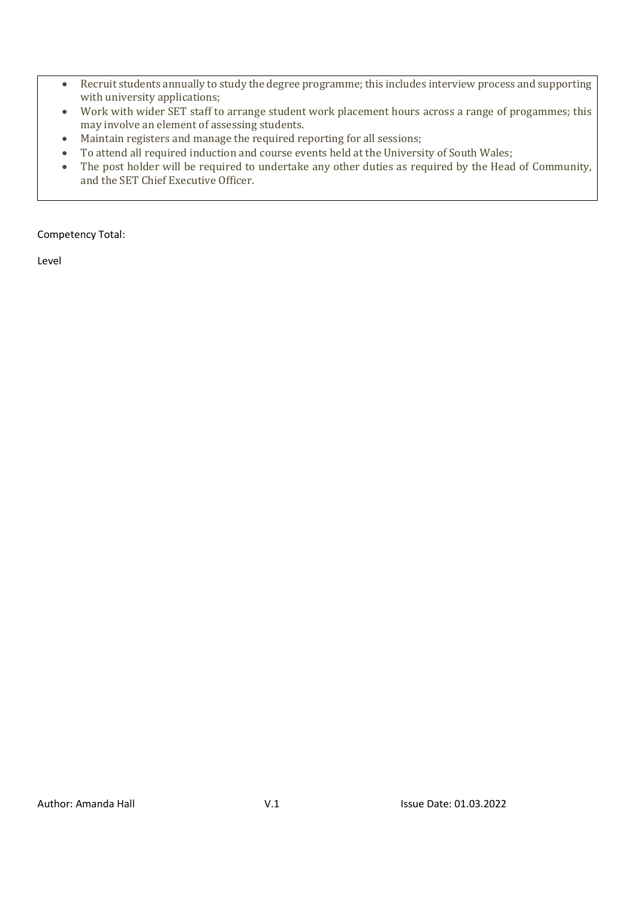- Recruit students annually to study the degree programme; this includes interview process and supporting with university applications;
- Work with wider SET staff to arrange student work placement hours across a range of progammes; this may involve an element of assessing students.
- Maintain registers and manage the required reporting for all sessions;
- To attend all required induction and course events held at the University of South Wales;
- The post holder will be required to undertake any other duties as required by the Head of Community, and the SET Chief Executive Officer.

Competency Total:

Level

Author: Amanda Hall V.1 Issue Date: 01.03.2022